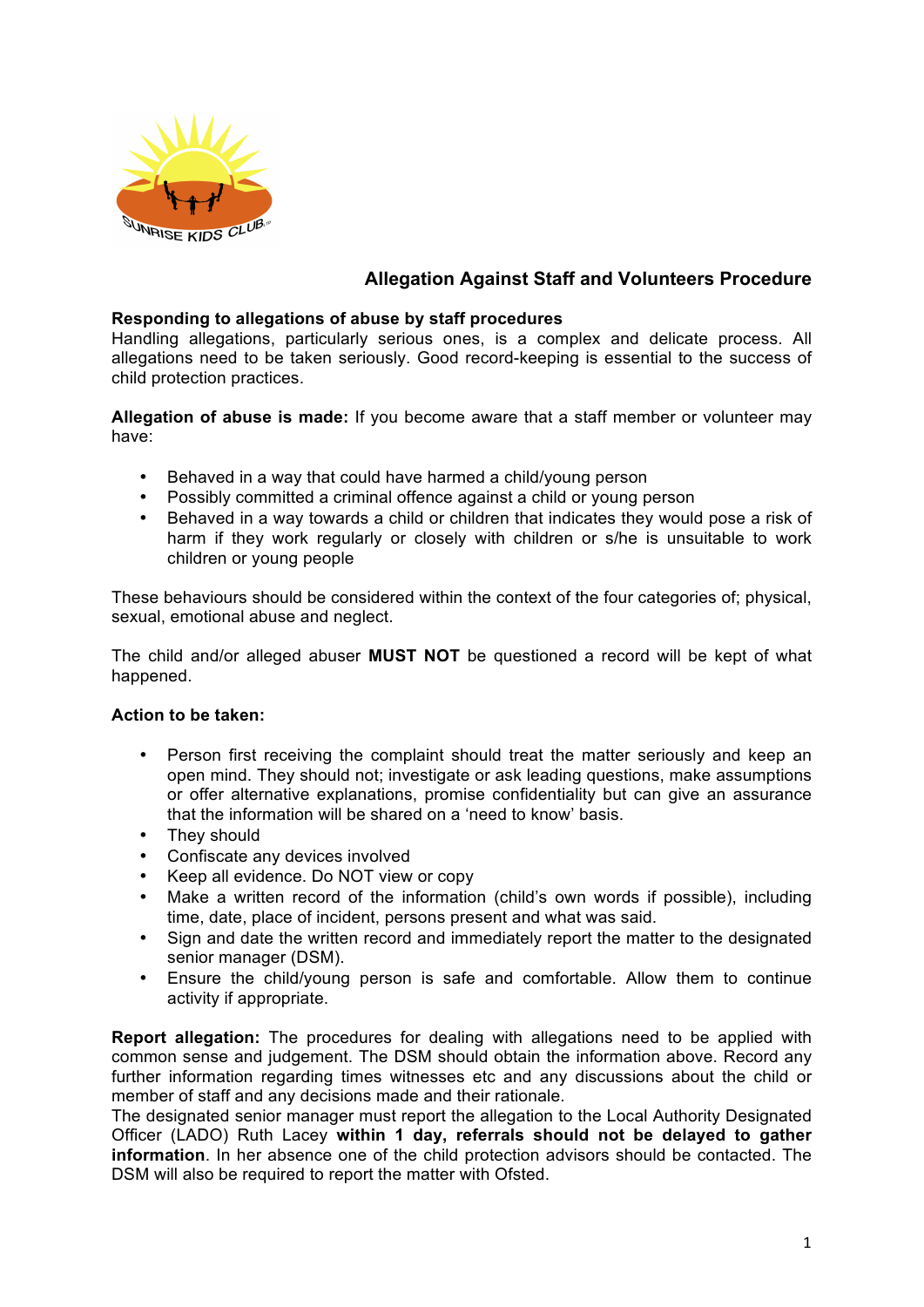## Allegation Against Staff and Volunteers Procedure

**Responding to allegations of abuse by staff procedures**

Handling allegations, particularly serious ones, is a complex and delicate process. All allegations need to be taken seriously. Good record-keeping is essential to the success of child protection practices.

**Allegation of abuse is made:** If you become aware that a staff member or volunteer may have:

- Behaved in a way that could have harmed a child/young person
- Possibly committed a criminal offence against a child or young person
- Behaved in a way towards a child or children that indicates they would pose a risk of harm if they work regularly or closely with children or s/he is unsuitable to work children or young people

These behaviours should be considered within the context of the four categories of; physical, sexual, emotional abuse and neglect.

The child and/or alleged abuser **MUST NOT** be questioned a record will be kept of what happened.

**Action to be taken:**

- Person first receiving the complaint should treat the matter seriously and keep an open mind. They should not; investigate or ask leading questions, make assumptions or offer alternative explanations, promise confidentiality but can give an assurance that the information will be shared on a 'need to know' basis.
- They should
- Confiscate any devices involved
- Keep all evidence. Do NOT view or copy
- Make a written record of the information (child's own words if possible), including time, date, place of incident, persons present and what was said.
- Sign and date the written record and immediately report the matter to the designated senior manager (DSM).
- Ensure the child/young person is safe and comfortable. Allow them to continue activity if appropriate.

**Report allegation:** The procedures for dealing with allegations need to be applied with common sense and judgement. The DSM should obtain the information above. Record any further information regarding times witnesses etc and any discussions about the child or member of staff and any decisions made and their rationale.
The designated senior manager must report the allegation to the Local Authority Designated Officer (LADO) Ruth Lacey **within 1 day, referrals should not be delayed to gather information**. In her absence one of the child protection advisors should be contacted. The DSM will also be required to report the matter with Ofsted.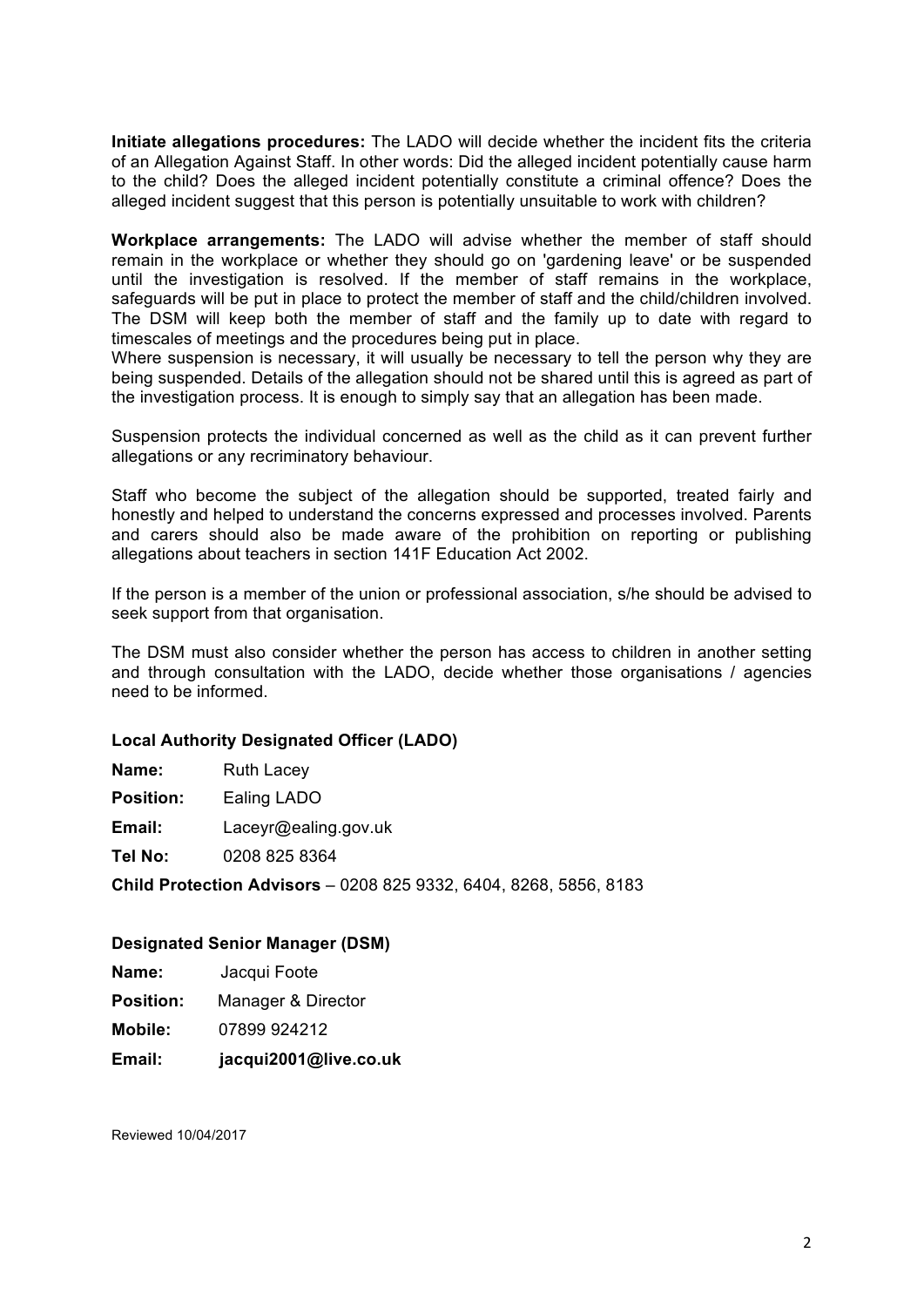**Initiate allegations procedures:** The LADO will decide whether the incident fits the criteria of an Allegation Against Staff. In other words: Did the alleged incident potentially cause harm to the child? Does the alleged incident potentially constitute a criminal offence? Does the alleged incident suggest that this person is potentially unsuitable to work with children?

**Workplace arrangements:** The LADO will advise whether the member of staff should remain in the workplace or whether they should go on 'gardening leave' or be suspended until the investigation is resolved. If the member of staff remains in the workplace, safeguards will be put in place to protect the member of staff and the child/children involved. The DSM will keep both the member of staff and the family up to date with regard to timescales of meetings and the procedures being put in place.
Where suspension is necessary, it will usually be necessary to tell the person why they are being suspended. Details of the allegation should not be shared until this is agreed as part of the investigation process. It is enough to simply say that an allegation has been made.

Suspension protects the individual concerned as well as the child as it can prevent further allegations or any recriminatory behaviour.

Staff who become the subject of the allegation should be supported, treated fairly and honestly and helped to understand the concerns expressed and processes involved. Parents and carers should also be made aware of the prohibition on reporting or publishing allegations about teachers in section 141F Education Act 2002.

If the person is a member of the union or professional association, s/he should be advised to seek support from that organisation.

The DSM must also consider whether the person has access to children in another setting and through consultation with the LADO, decide whether those organisations / agencies need to be informed.

**Local Authority Designated Officer (LADO)**

**Name:** Ruth Lacey

**Position:** Ealing LADO

**Email:** Laceyr@ealing.gov.uk

**Tel No:** 0208 825 8364

**Child Protection Advisors** – 0208 825 9332, 6404, 8268, 5856, 8183

**Designated Senior Manager (DSM)**

**Name:** Jacqui Foote

**Position:** Manager & Director

**Mobile:** 07899 924212

**Email:** **jacqui2001@live.co.uk**

Reviewed 10/04/2017